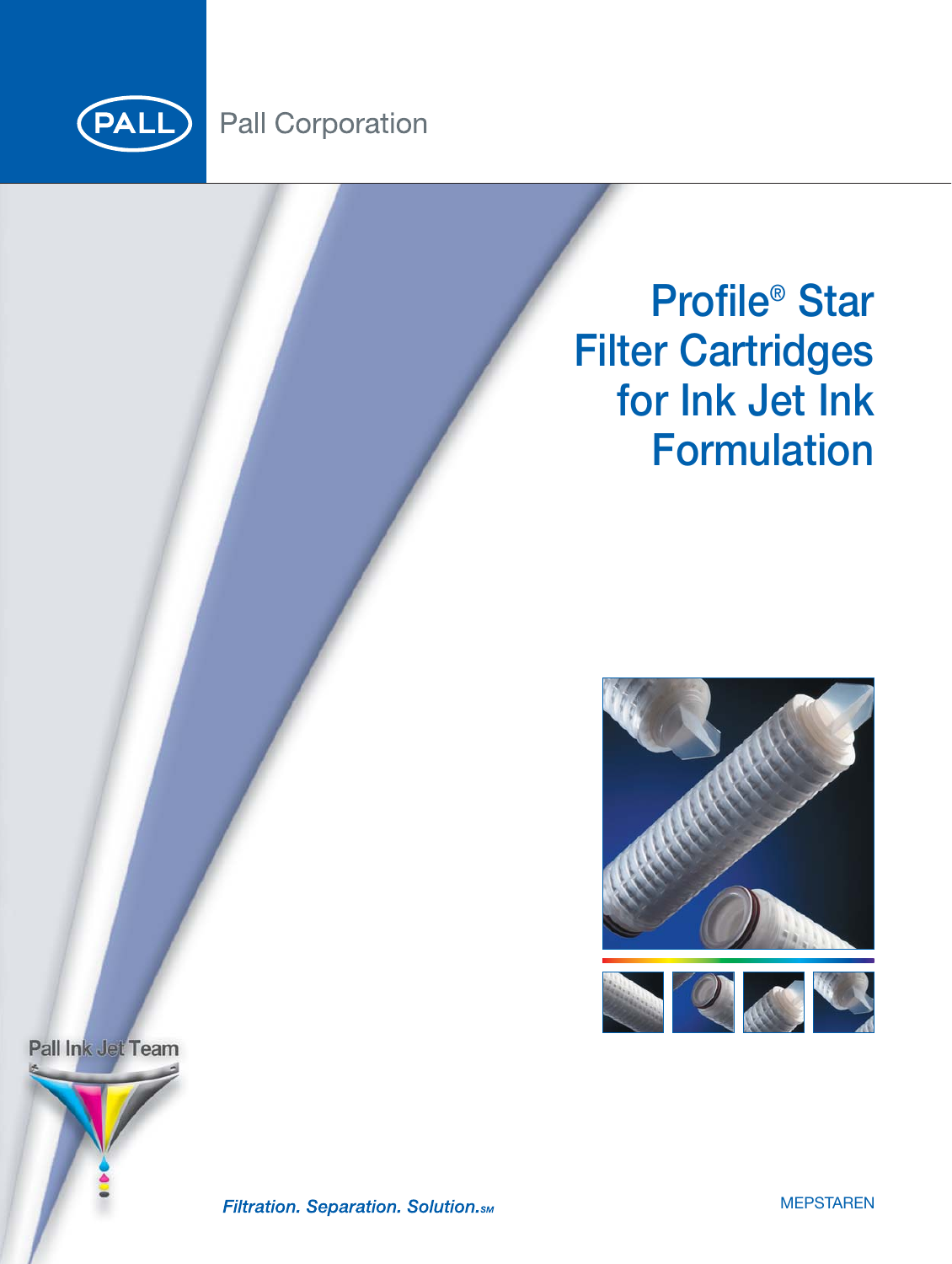Pall Corporation

# Profile® Star Filter Cartridges for Ink Jet Ink Formulation

Pall Ink Jet Team

*Filtration. Separation. Solution.SM*

MEPSTAREN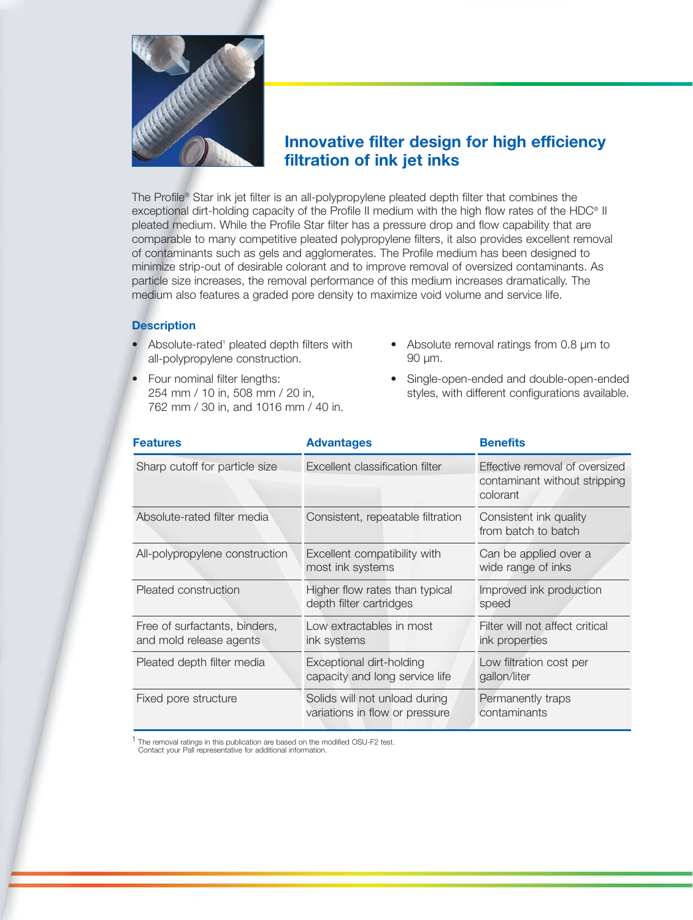## Innovative filter design for high efficiency filtration of ink jet inks

The Profile® Star ink jet filter is an all-polypropylene pleated depth filter that combines the exceptional dirt-holding capacity of the Profile II medium with the high flow rates of the HDC® II pleated medium. While the Profile Star filter has a pressure drop and flow capability that are comparable to many competitive pleated polypropylene filters, it also provides excellent removal of contaminants such as gels and agglomerates. The Profile medium has been designed to minimize strip-out of desirable colorant and to improve removal of oversized contaminants. As particle size increases, the removal performance of this medium increases dramatically. The medium also features a graded pore density to maximize void volume and service life.

### Description

- Absolute-rated[1] pleated depth filters with all-polypropylene construction.
- Four nominal filter lengths: 254 mm / 10 in, 508 mm / 20 in, 762 mm / 30 in, and 1016 mm / 40 in.
- Absolute removal ratings from 0.8 µm to 90 µm.
- Single-open-ended and double-open-ended styles, with different configurations available.

| Features | Advantages | Benefits |
|---|---|---|
| Sharp cutoff for particle size | Excellent classification filter | Effective removal of oversized contaminant without stripping colorant |
| Absolute-rated filter media | Consistent, repeatable filtration | Consistent ink quality from batch to batch |
| All-polypropylene construction | Excellent compatibility with most ink systems | Can be applied over a wide range of inks |
| Pleated construction | Higher flow rates than typical depth filter cartridges | Improved ink production speed |
| Free of surfactants, binders, and mold release agents | Low extractables in most ink systems | Filter will not affect critical ink properties |
| Pleated depth filter media | Exceptional dirt-holding capacity and long service life | Low filtration cost per gallon/liter |
| Fixed pore structure | Solids will not unload during variations in flow or pressure | Permanently traps contaminants |

[1] The removal ratings in this publication are based on the modified OSU-F2 test. Contact your Pall representative for additional information.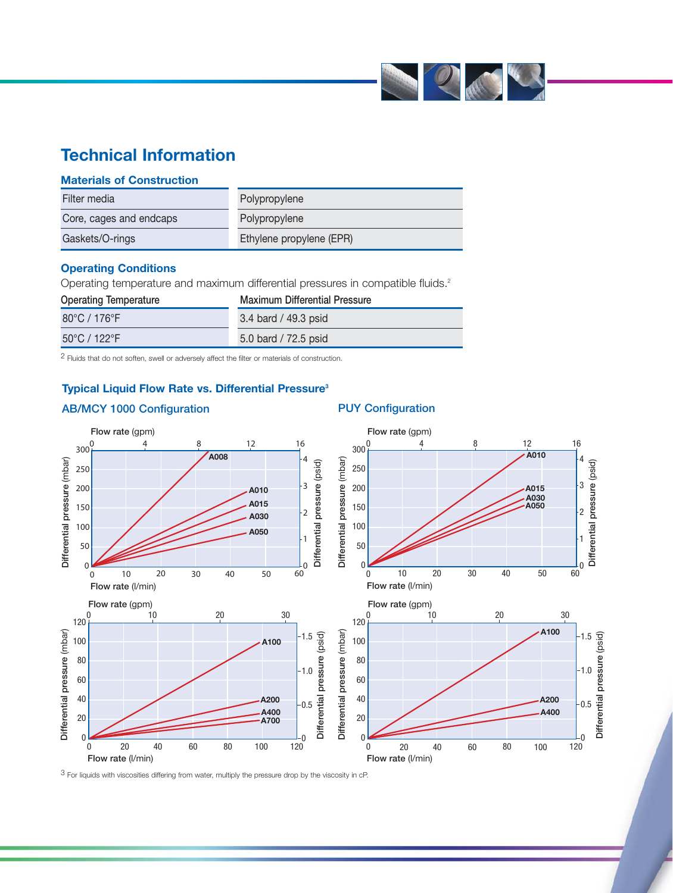# Technical Information

### Materials of Construction

| | |
|---|---|
| Filter media | Polypropylene |
| Core, cages and endcaps | Polypropylene |
| Gaskets/O-rings | Ethylene propylene (EPR) |

### Operating Conditions

Operating temperature and maximum differential pressures in compatible fluids.[2]

| Operating Temperature | Maximum Differential Pressure |
|---|---|
| 80°C / 176°F | 3.4 bard / 49.3 psid |
| 50°C / 122°F | 5.0 bard / 72.5 psid |

[2] Fluids that do not soften, swell or adversely affect the filter or materials of construction.

### Typical Liquid Flow Rate vs. Differential Pressure[3]

#### AB/MCY 1000 Configuration

#### PUY Configuration

[3] For liquids with viscosities differing from water, multiply the pressure drop by the viscosity in cP.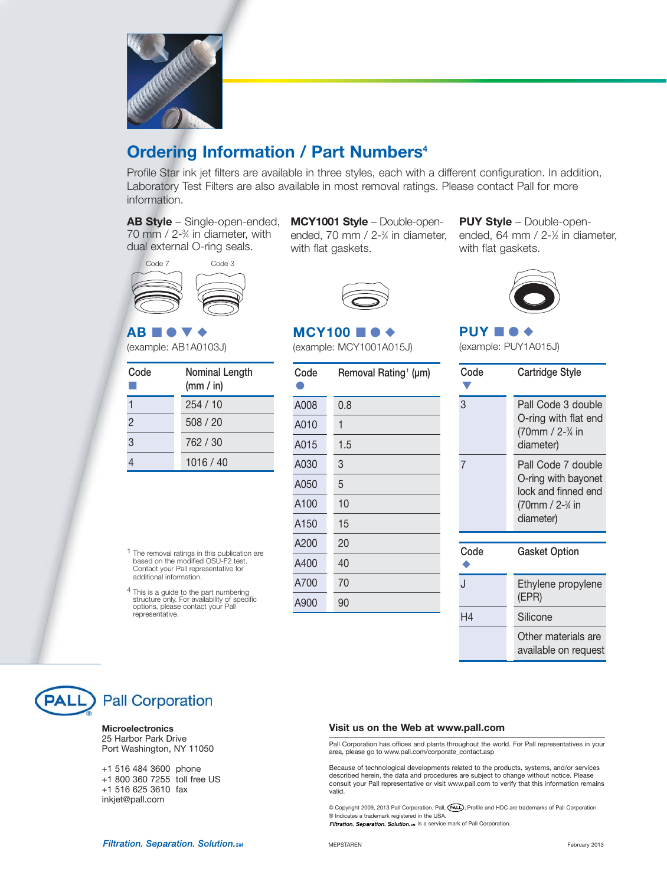## Ordering Information / Part Numbers[4]

Profile Star ink jet filters are available in three styles, each with a different configuration. In addition, Laboratory Test Filters are also available in most removal ratings. Please contact Pall for more information.

**AB Style** – Single-open-ended, 70 mm / 2-¾ in diameter, with dual external O-ring seals.

Code 7 Code 3

**MCY1001 Style** – Double-open-ended, 70 mm / 2-¾ in diameter, with flat gaskets.

**PUY Style** – Double-open-ended, 64 mm / 2-½ in diameter, with flat gaskets.

### AB ■ ● ▼ ◆

(example: AB1A0103J)

| Code ■ | Nominal Length (mm / in) |
|---|---|
| 1 | 254 / 10 |
| 2 | 508 / 20 |
| 3 | 762 / 30 |
| 4 | 1016 / 40 |

### MCY100 ■ ● ◆

(example: MCY1001A015J)

| Code ● | Removal Rating[1] (µm) |
|---|---|
| A008 | 0.8 |
| A010 | 1 |
| A015 | 1.5 |
| A030 | 3 |
| A050 | 5 |
| A100 | 10 |
| A150 | 15 |
| A200 | 20 |
| A400 | 40 |
| A700 | 70 |
| A900 | 90 |

### PUY ■ ● ◆

(example: PUY1A015J)

| Code ▼ | Cartridge Style |
|---|---|
| 3 | Pall Code 3 double O-ring with flat end (70mm / 2-¾ in diameter) |
| 7 | Pall Code 7 double O-ring with bayonet lock and finned end (70mm / 2-¾ in diameter) |

| Code ◆ | Gasket Option |
|---|---|
| J | Ethylene propylene (EPR) |
| H4 | Silicone |
| | Other materials are available on request |

[1] The removal ratings in this publication are based on the modified OSU-F2 test. Contact your Pall representative for additional information.

[4] This is a guide to the part numbering structure only. For availability of specific options, please contact your Pall representative.

PALL Pall Corporation

**Microelectronics**
25 Harbor Park Drive
Port Washington, NY 11050

+1 516 484 3600 phone
+1 800 360 7255 toll free US
+1 516 625 3610 fax
inkjet@pall.com

**Visit us on the Web at www.pall.com**

Pall Corporation has offices and plants throughout the world. For Pall representatives in your area, please go to www.pall.com/corporate_contact.asp

Because of technological developments related to the products, systems, and/or services described herein, the data and procedures are subject to change without notice. Please consult your Pall representative or visit www.pall.com to verify that this information remains valid.

© Copyright 2009, 2013 Pall Corporation. Pall, (PALL), Profile and HDC are trademarks of Pall Corporation.
® Indicates a trademark registered in the USA.
*Filtration. Separation. Solution.*SM is a service mark of Pall Corporation.

*Filtration. Separation. Solution.*SM

MEPSTAREN

February 2013